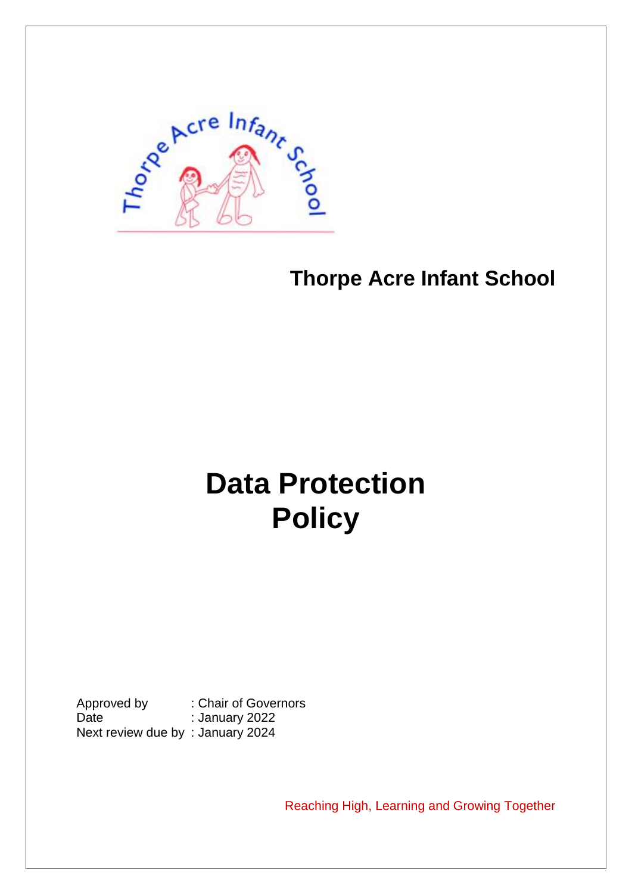**Thorpe Acre Infant School**

# Data Protection Policy

Approved by : Chair of Governors
Date : January 2022
Next review due by : January 2024

Reaching High, Learning and Growing Together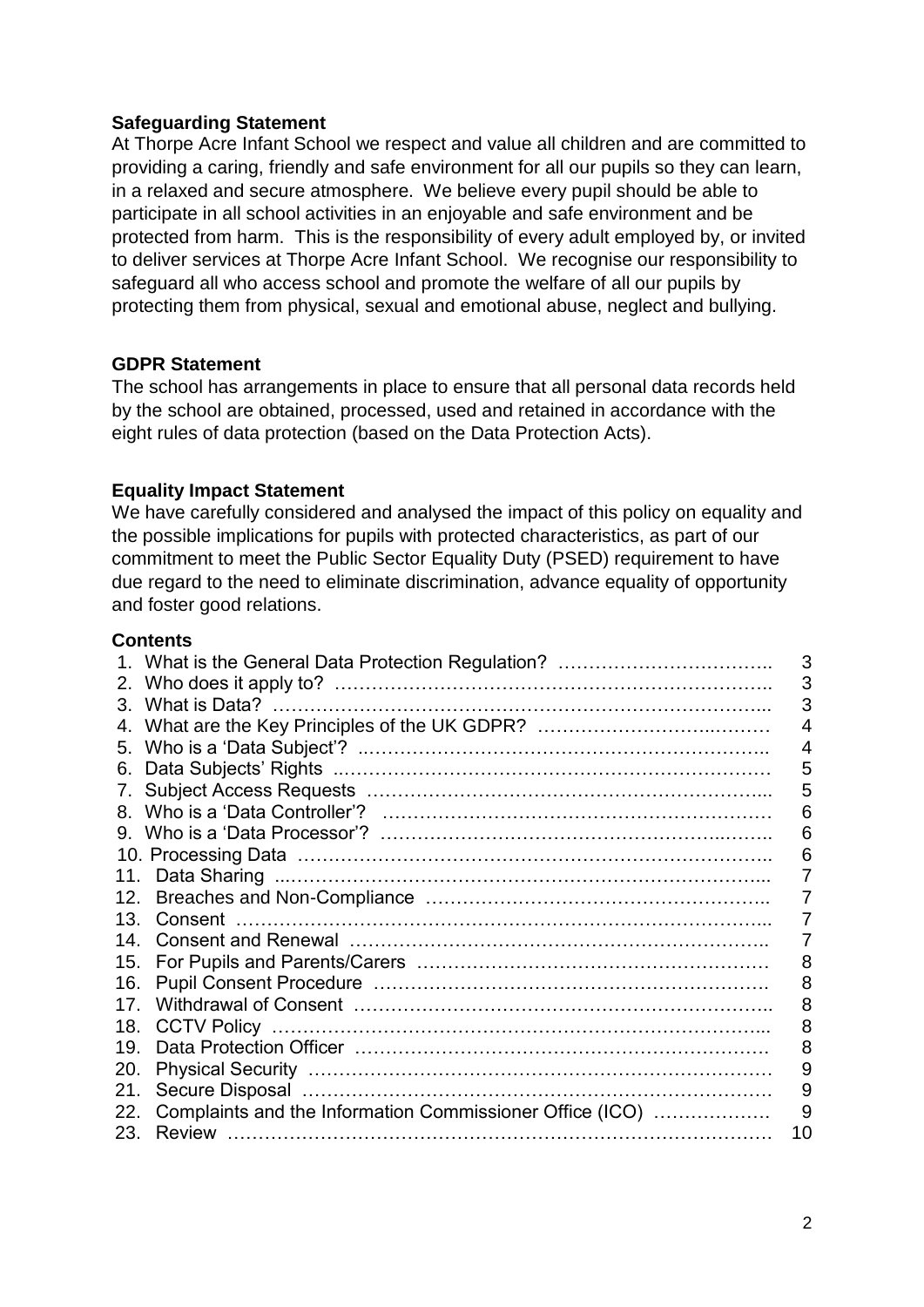**Safeguarding Statement**

At Thorpe Acre Infant School we respect and value all children and are committed to providing a caring, friendly and safe environment for all our pupils so they can learn, in a relaxed and secure atmosphere. We believe every pupil should be able to participate in all school activities in an enjoyable and safe environment and be protected from harm. This is the responsibility of every adult employed by, or invited to deliver services at Thorpe Acre Infant School. We recognise our responsibility to safeguard all who access school and promote the welfare of all our pupils by protecting them from physical, sexual and emotional abuse, neglect and bullying.

**GDPR Statement**

The school has arrangements in place to ensure that all personal data records held by the school are obtained, processed, used and retained in accordance with the eight rules of data protection (based on the Data Protection Acts).

**Equality Impact Statement**

We have carefully considered and analysed the impact of this policy on equality and the possible implications for pupils with protected characteristics, as part of our commitment to meet the Public Sector Equality Duty (PSED) requirement to have due regard to the need to eliminate discrimination, advance equality of opportunity and foster good relations.

**Contents**

| | |
|---|---|
| 1. What is the General Data Protection Regulation? | 3 |
| 2. Who does it apply to? | 3 |
| 3. What is Data? | 3 |
| 4. What are the Key Principles of the UK GDPR? | 4 |
| 5. Who is a 'Data Subject'? | 4 |
| 6. Data Subjects' Rights | 5 |
| 7. Subject Access Requests | 5 |
| 8. Who is a 'Data Controller'? | 6 |
| 9. Who is a 'Data Processor'? | 6 |
| 10. Processing Data | 6 |
| 11. Data Sharing | 7 |
| 12. Breaches and Non-Compliance | 7 |
| 13. Consent | 7 |
| 14. Consent and Renewal | 7 |
| 15. For Pupils and Parents/Carers | 8 |
| 16. Pupil Consent Procedure | 8 |
| 17. Withdrawal of Consent | 8 |
| 18. CCTV Policy | 8 |
| 19. Data Protection Officer | 8 |
| 20. Physical Security | 9 |
| 21. Secure Disposal | 9 |
| 22. Complaints and the Information Commissioner Office (ICO) | 9 |
| 23. Review | 10 |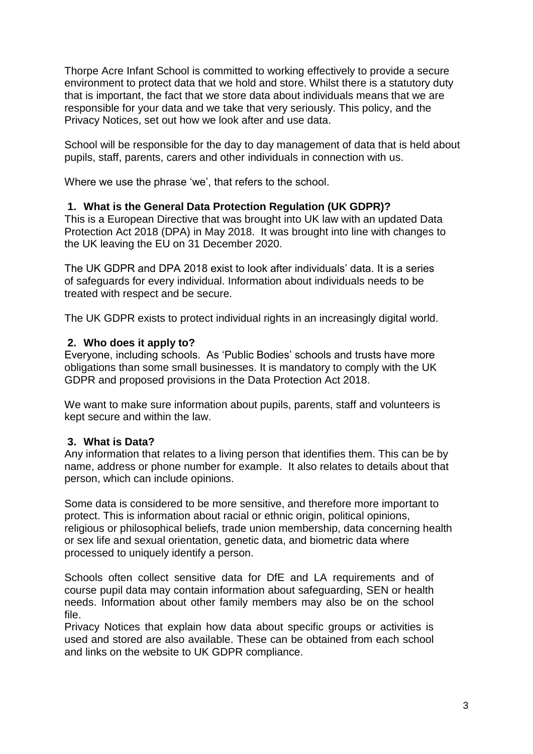Thorpe Acre Infant School is committed to working effectively to provide a secure environment to protect data that we hold and store. Whilst there is a statutory duty that is important, the fact that we store data about individuals means that we are responsible for your data and we take that very seriously. This policy, and the Privacy Notices, set out how we look after and use data.

School will be responsible for the day to day management of data that is held about pupils, staff, parents, carers and other individuals in connection with us.

Where we use the phrase 'we', that refers to the school.

## 1. What is the General Data Protection Regulation (UK GDPR)?

This is a European Directive that was brought into UK law with an updated Data Protection Act 2018 (DPA) in May 2018. It was brought into line with changes to the UK leaving the EU on 31 December 2020.

The UK GDPR and DPA 2018 exist to look after individuals' data. It is a series of safeguards for every individual. Information about individuals needs to be treated with respect and be secure.

The UK GDPR exists to protect individual rights in an increasingly digital world.

## 2. Who does it apply to?

Everyone, including schools. As 'Public Bodies' schools and trusts have more obligations than some small businesses. It is mandatory to comply with the UK GDPR and proposed provisions in the Data Protection Act 2018.

We want to make sure information about pupils, parents, staff and volunteers is kept secure and within the law.

## 3. What is Data?

Any information that relates to a living person that identifies them. This can be by name, address or phone number for example. It also relates to details about that person, which can include opinions.

Some data is considered to be more sensitive, and therefore more important to protect. This is information about racial or ethnic origin, political opinions, religious or philosophical beliefs, trade union membership, data concerning health or sex life and sexual orientation, genetic data, and biometric data where processed to uniquely identify a person.

Schools often collect sensitive data for DfE and LA requirements and of course pupil data may contain information about safeguarding, SEN or health needs. Information about other family members may also be on the school file.
Privacy Notices that explain how data about specific groups or activities is used and stored are also available. These can be obtained from each school and links on the website to UK GDPR compliance.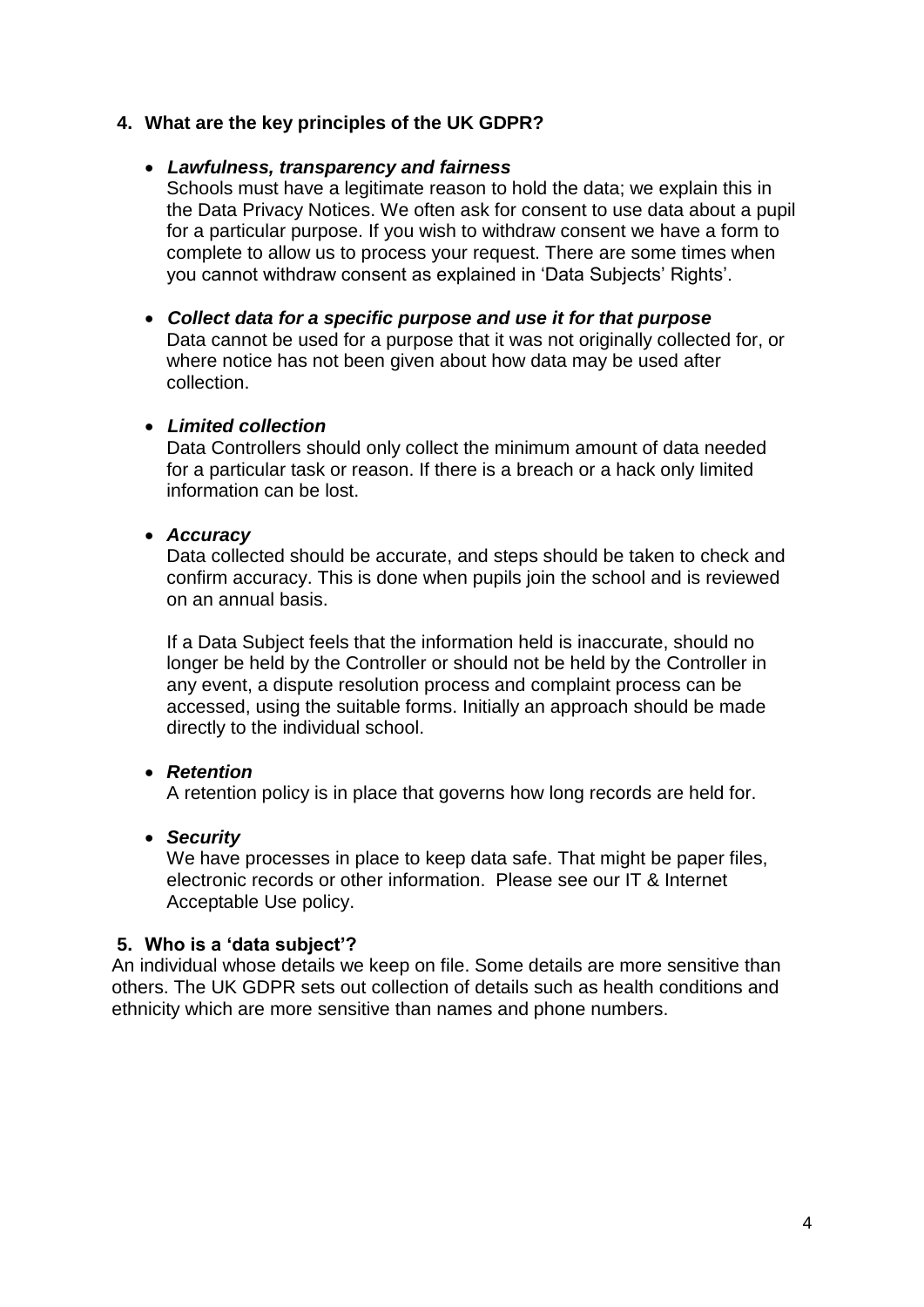## 4. What are the key principles of the UK GDPR?

- ***Lawfulness, transparency and fairness***
  Schools must have a legitimate reason to hold the data; we explain this in the Data Privacy Notices. We often ask for consent to use data about a pupil for a particular purpose. If you wish to withdraw consent we have a form to complete to allow us to process your request. There are some times when you cannot withdraw consent as explained in 'Data Subjects' Rights'.

- ***Collect data for a specific purpose and use it for that purpose***
  Data cannot be used for a purpose that it was not originally collected for, or where notice has not been given about how data may be used after collection.

- ***Limited collection***
  Data Controllers should only collect the minimum amount of data needed for a particular task or reason. If there is a breach or a hack only limited information can be lost.

- ***Accuracy***
  Data collected should be accurate, and steps should be taken to check and confirm accuracy. This is done when pupils join the school and is reviewed on an annual basis.

  If a Data Subject feels that the information held is inaccurate, should no longer be held by the Controller or should not be held by the Controller in any event, a dispute resolution process and complaint process can be accessed, using the suitable forms. Initially an approach should be made directly to the individual school.

- ***Retention***
  A retention policy is in place that governs how long records are held for.

- ***Security***
  We have processes in place to keep data safe. That might be paper files, electronic records or other information. Please see our IT & Internet Acceptable Use policy.

## 5. Who is a 'data subject'?

An individual whose details we keep on file. Some details are more sensitive than others. The UK GDPR sets out collection of details such as health conditions and ethnicity which are more sensitive than names and phone numbers.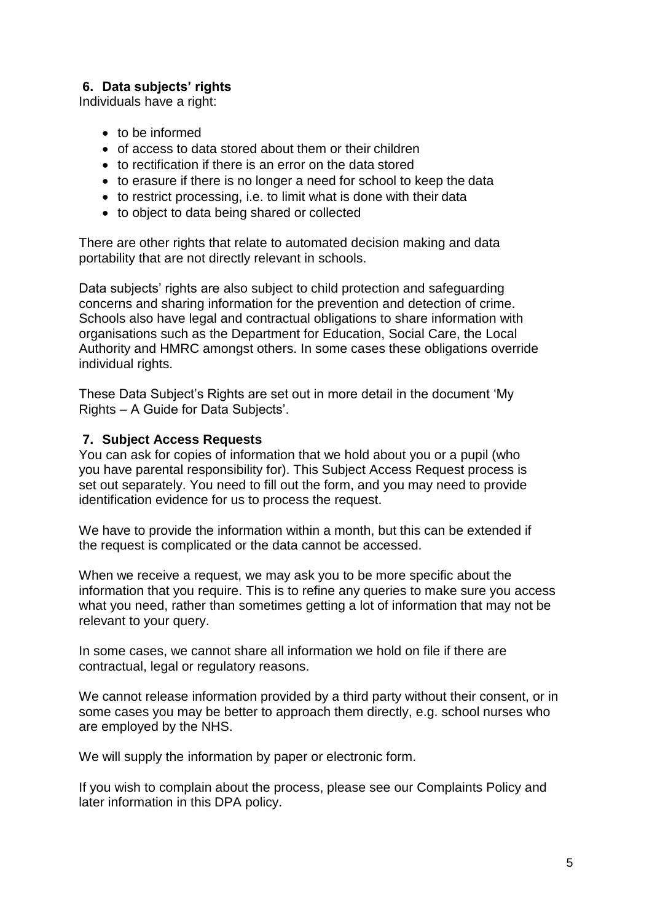## 6. Data subjects' rights

Individuals have a right:

- to be informed
- of access to data stored about them or their children
- to rectification if there is an error on the data stored
- to erasure if there is no longer a need for school to keep the data
- to restrict processing, i.e. to limit what is done with their data
- to object to data being shared or collected

There are other rights that relate to automated decision making and data portability that are not directly relevant in schools.

Data subjects' rights are also subject to child protection and safeguarding concerns and sharing information for the prevention and detection of crime. Schools also have legal and contractual obligations to share information with organisations such as the Department for Education, Social Care, the Local Authority and HMRC amongst others. In some cases these obligations override individual rights.

These Data Subject's Rights are set out in more detail in the document 'My Rights – A Guide for Data Subjects'.

## 7. Subject Access Requests

You can ask for copies of information that we hold about you or a pupil (who you have parental responsibility for). This Subject Access Request process is set out separately. You need to fill out the form, and you may need to provide identification evidence for us to process the request.

We have to provide the information within a month, but this can be extended if the request is complicated or the data cannot be accessed.

When we receive a request, we may ask you to be more specific about the information that you require. This is to refine any queries to make sure you access what you need, rather than sometimes getting a lot of information that may not be relevant to your query.

In some cases, we cannot share all information we hold on file if there are contractual, legal or regulatory reasons.

We cannot release information provided by a third party without their consent, or in some cases you may be better to approach them directly, e.g. school nurses who are employed by the NHS.

We will supply the information by paper or electronic form.

If you wish to complain about the process, please see our Complaints Policy and later information in this DPA policy.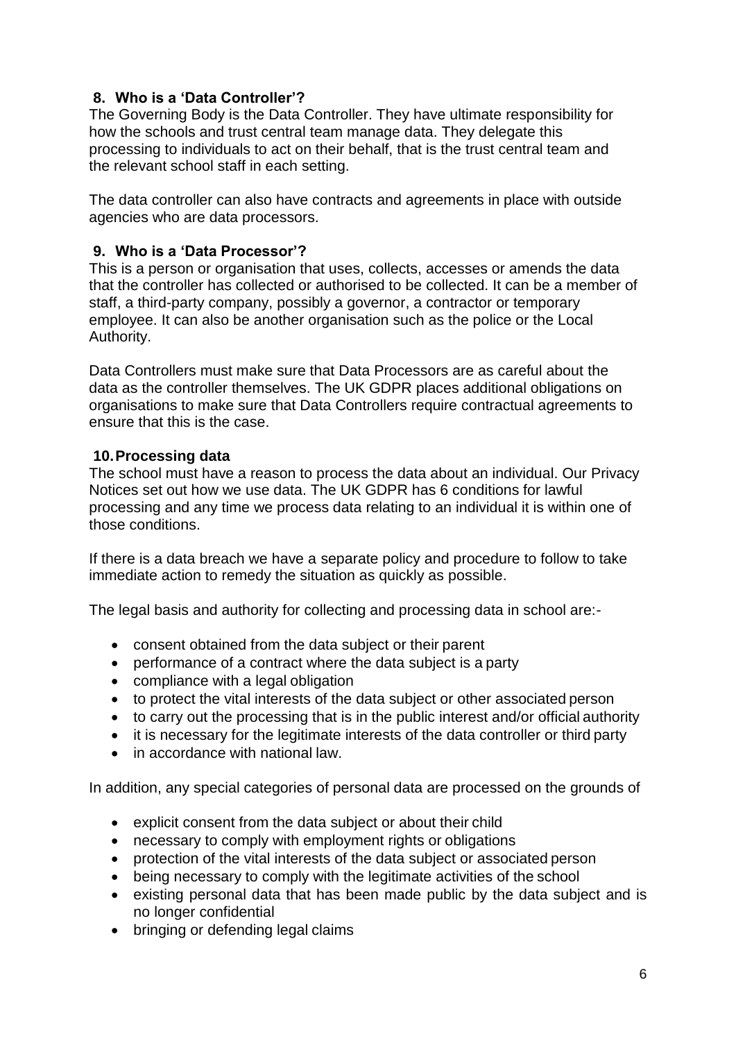## 8. Who is a 'Data Controller'?

The Governing Body is the Data Controller. They have ultimate responsibility for how the schools and trust central team manage data. They delegate this processing to individuals to act on their behalf, that is the trust central team and the relevant school staff in each setting.

The data controller can also have contracts and agreements in place with outside agencies who are data processors.

## 9. Who is a 'Data Processor'?

This is a person or organisation that uses, collects, accesses or amends the data that the controller has collected or authorised to be collected. It can be a member of staff, a third-party company, possibly a governor, a contractor or temporary employee. It can also be another organisation such as the police or the Local Authority.

Data Controllers must make sure that Data Processors are as careful about the data as the controller themselves. The UK GDPR places additional obligations on organisations to make sure that Data Controllers require contractual agreements to ensure that this is the case.

## 10. Processing data

The school must have a reason to process the data about an individual. Our Privacy Notices set out how we use data. The UK GDPR has 6 conditions for lawful processing and any time we process data relating to an individual it is within one of those conditions.

If there is a data breach we have a separate policy and procedure to follow to take immediate action to remedy the situation as quickly as possible.

The legal basis and authority for collecting and processing data in school are:-

- consent obtained from the data subject or their parent
- performance of a contract where the data subject is a party
- compliance with a legal obligation
- to protect the vital interests of the data subject or other associated person
- to carry out the processing that is in the public interest and/or official authority
- it is necessary for the legitimate interests of the data controller or third party
- in accordance with national law.

In addition, any special categories of personal data are processed on the grounds of

- explicit consent from the data subject or about their child
- necessary to comply with employment rights or obligations
- protection of the vital interests of the data subject or associated person
- being necessary to comply with the legitimate activities of the school
- existing personal data that has been made public by the data subject and is no longer confidential
- bringing or defending legal claims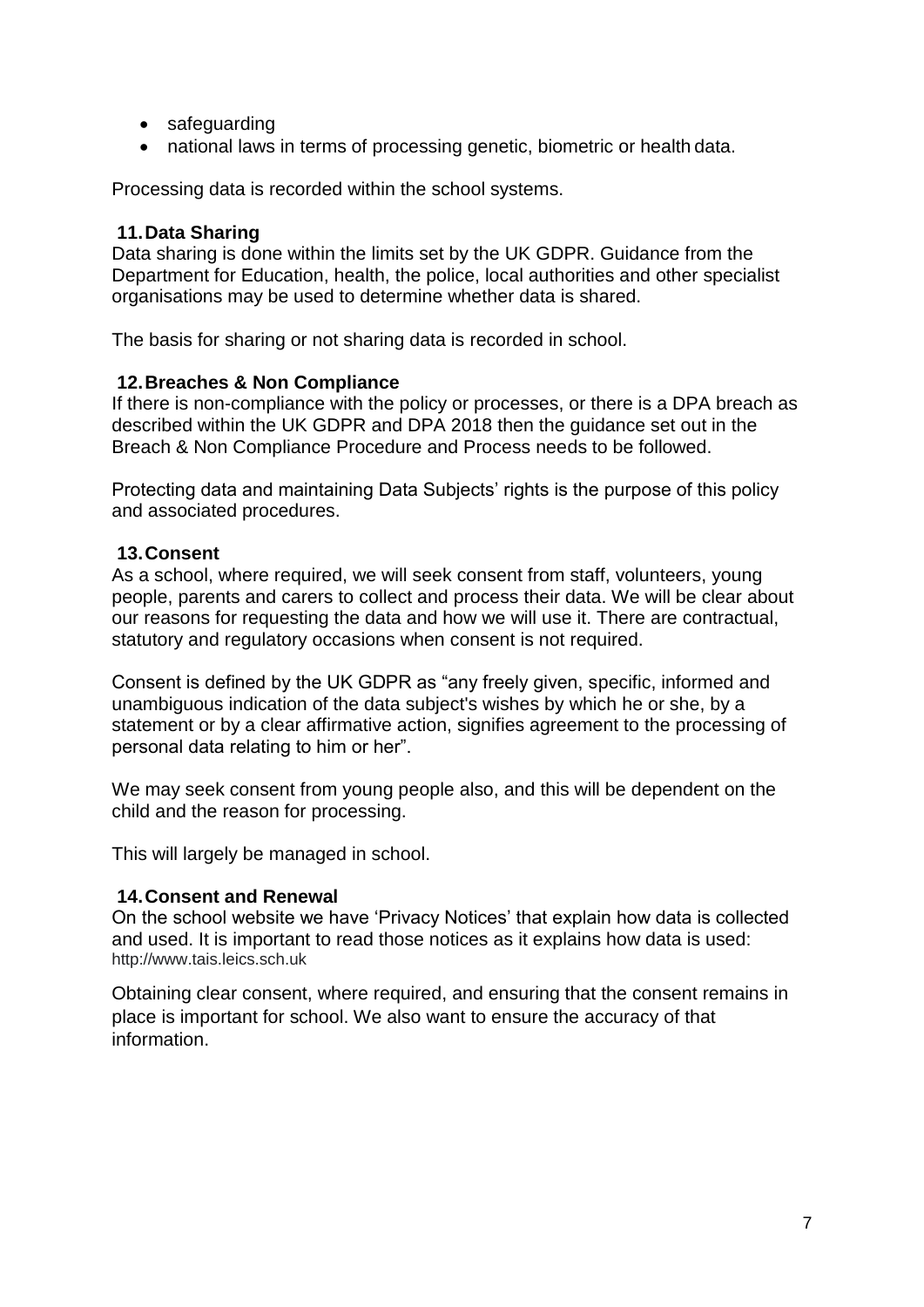- safeguarding
- national laws in terms of processing genetic, biometric or health data.

Processing data is recorded within the school systems.

## 11. Data Sharing

Data sharing is done within the limits set by the UK GDPR. Guidance from the Department for Education, health, the police, local authorities and other specialist organisations may be used to determine whether data is shared.

The basis for sharing or not sharing data is recorded in school.

## 12. Breaches & Non Compliance

If there is non-compliance with the policy or processes, or there is a DPA breach as described within the UK GDPR and DPA 2018 then the guidance set out in the Breach & Non Compliance Procedure and Process needs to be followed.

Protecting data and maintaining Data Subjects' rights is the purpose of this policy and associated procedures.

## 13. Consent

As a school, where required, we will seek consent from staff, volunteers, young people, parents and carers to collect and process their data. We will be clear about our reasons for requesting the data and how we will use it. There are contractual, statutory and regulatory occasions when consent is not required.

Consent is defined by the UK GDPR as "any freely given, specific, informed and unambiguous indication of the data subject's wishes by which he or she, by a statement or by a clear affirmative action, signifies agreement to the processing of personal data relating to him or her".

We may seek consent from young people also, and this will be dependent on the child and the reason for processing.

This will largely be managed in school.

## 14. Consent and Renewal

On the school website we have 'Privacy Notices' that explain how data is collected and used. It is important to read those notices as it explains how data is used: http://www.tais.leics.sch.uk

Obtaining clear consent, where required, and ensuring that the consent remains in place is important for school. We also want to ensure the accuracy of that information.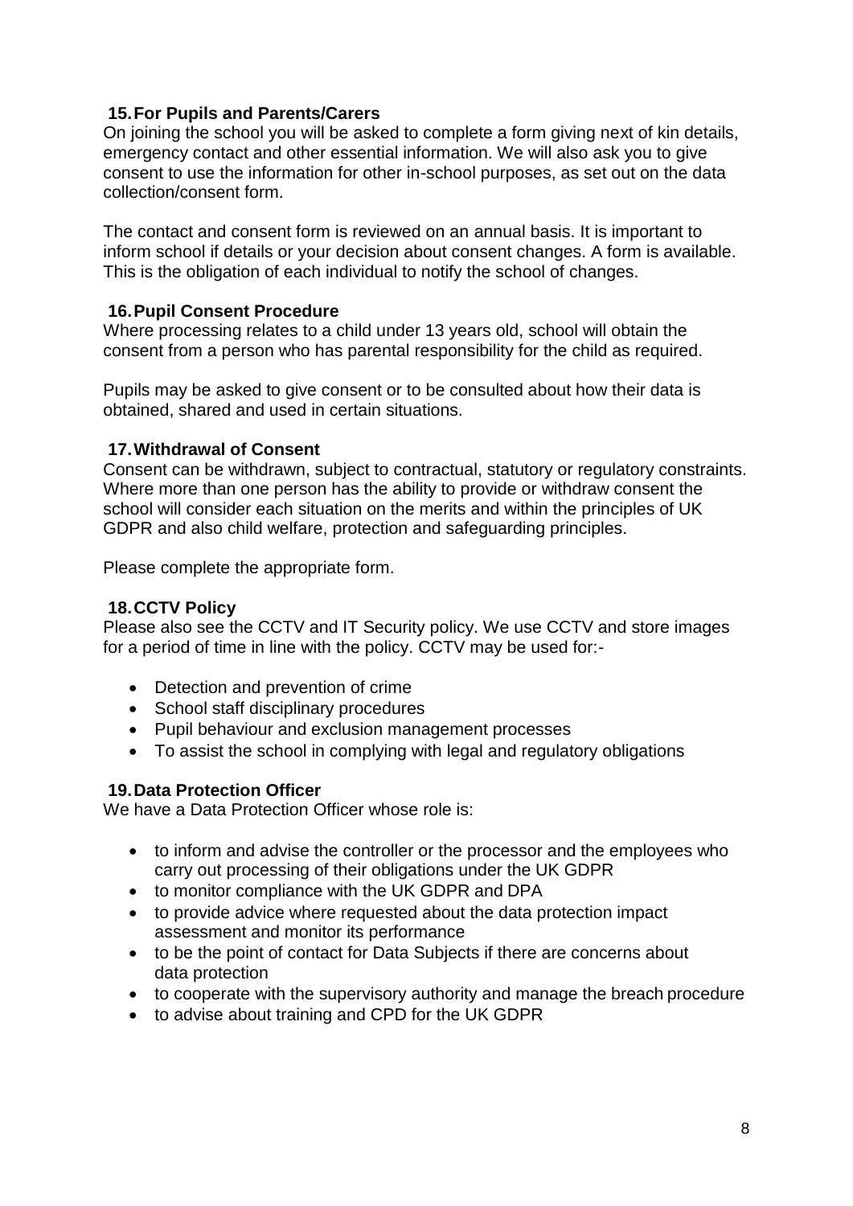## 15. For Pupils and Parents/Carers

On joining the school you will be asked to complete a form giving next of kin details, emergency contact and other essential information. We will also ask you to give consent to use the information for other in-school purposes, as set out on the data collection/consent form.

The contact and consent form is reviewed on an annual basis. It is important to inform school if details or your decision about consent changes. A form is available. This is the obligation of each individual to notify the school of changes.

## 16. Pupil Consent Procedure

Where processing relates to a child under 13 years old, school will obtain the consent from a person who has parental responsibility for the child as required.

Pupils may be asked to give consent or to be consulted about how their data is obtained, shared and used in certain situations.

## 17. Withdrawal of Consent

Consent can be withdrawn, subject to contractual, statutory or regulatory constraints. Where more than one person has the ability to provide or withdraw consent the school will consider each situation on the merits and within the principles of UK GDPR and also child welfare, protection and safeguarding principles.

Please complete the appropriate form.

## 18. CCTV Policy

Please also see the CCTV and IT Security policy. We use CCTV and store images for a period of time in line with the policy. CCTV may be used for:-

- Detection and prevention of crime
- School staff disciplinary procedures
- Pupil behaviour and exclusion management processes
- To assist the school in complying with legal and regulatory obligations

## 19. Data Protection Officer

We have a Data Protection Officer whose role is:

- to inform and advise the controller or the processor and the employees who carry out processing of their obligations under the UK GDPR
- to monitor compliance with the UK GDPR and DPA
- to provide advice where requested about the data protection impact assessment and monitor its performance
- to be the point of contact for Data Subjects if there are concerns about data protection
- to cooperate with the supervisory authority and manage the breach procedure
- to advise about training and CPD for the UK GDPR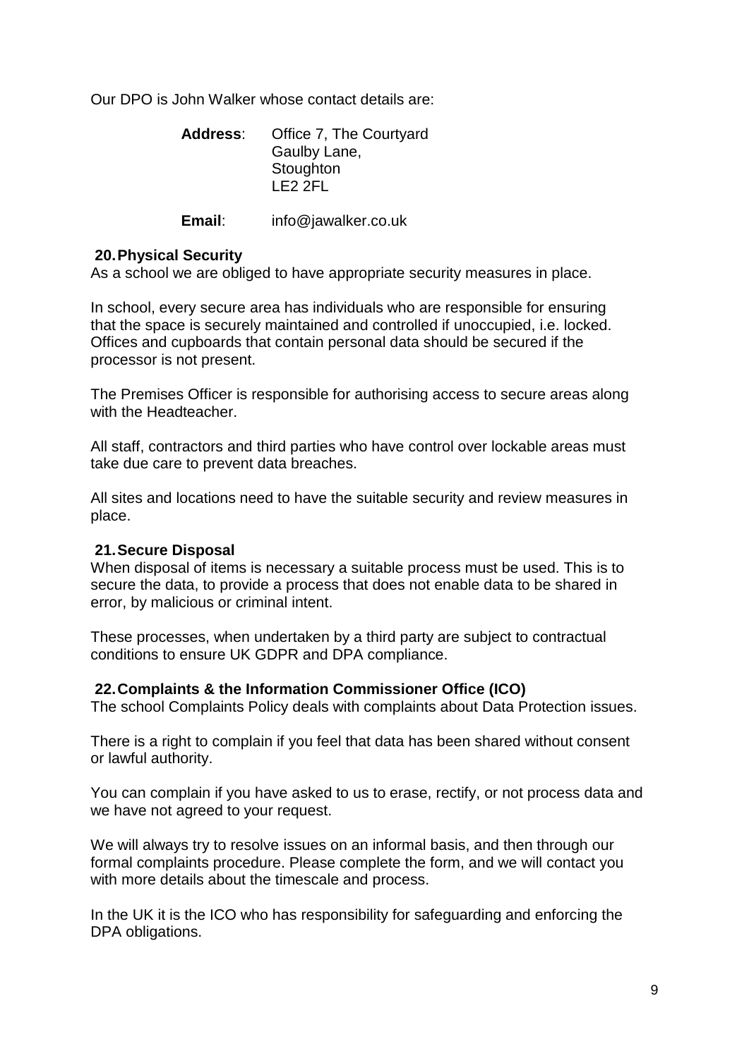Our DPO is John Walker whose contact details are:

**Address**: Office 7, The Courtyard
Gaulby Lane,
Stoughton
LE2 2FL

**Email**: info@jawalker.co.uk

## 20. Physical Security

As a school we are obliged to have appropriate security measures in place.

In school, every secure area has individuals who are responsible for ensuring that the space is securely maintained and controlled if unoccupied, i.e. locked. Offices and cupboards that contain personal data should be secured if the processor is not present.

The Premises Officer is responsible for authorising access to secure areas along with the Headteacher.

All staff, contractors and third parties who have control over lockable areas must take due care to prevent data breaches.

All sites and locations need to have the suitable security and review measures in place.

## 21. Secure Disposal

When disposal of items is necessary a suitable process must be used. This is to secure the data, to provide a process that does not enable data to be shared in error, by malicious or criminal intent.

These processes, when undertaken by a third party are subject to contractual conditions to ensure UK GDPR and DPA compliance.

## 22. Complaints & the Information Commissioner Office (ICO)

The school Complaints Policy deals with complaints about Data Protection issues.

There is a right to complain if you feel that data has been shared without consent or lawful authority.

You can complain if you have asked to us to erase, rectify, or not process data and we have not agreed to your request.

We will always try to resolve issues on an informal basis, and then through our formal complaints procedure. Please complete the form, and we will contact you with more details about the timescale and process.

In the UK it is the ICO who has responsibility for safeguarding and enforcing the DPA obligations.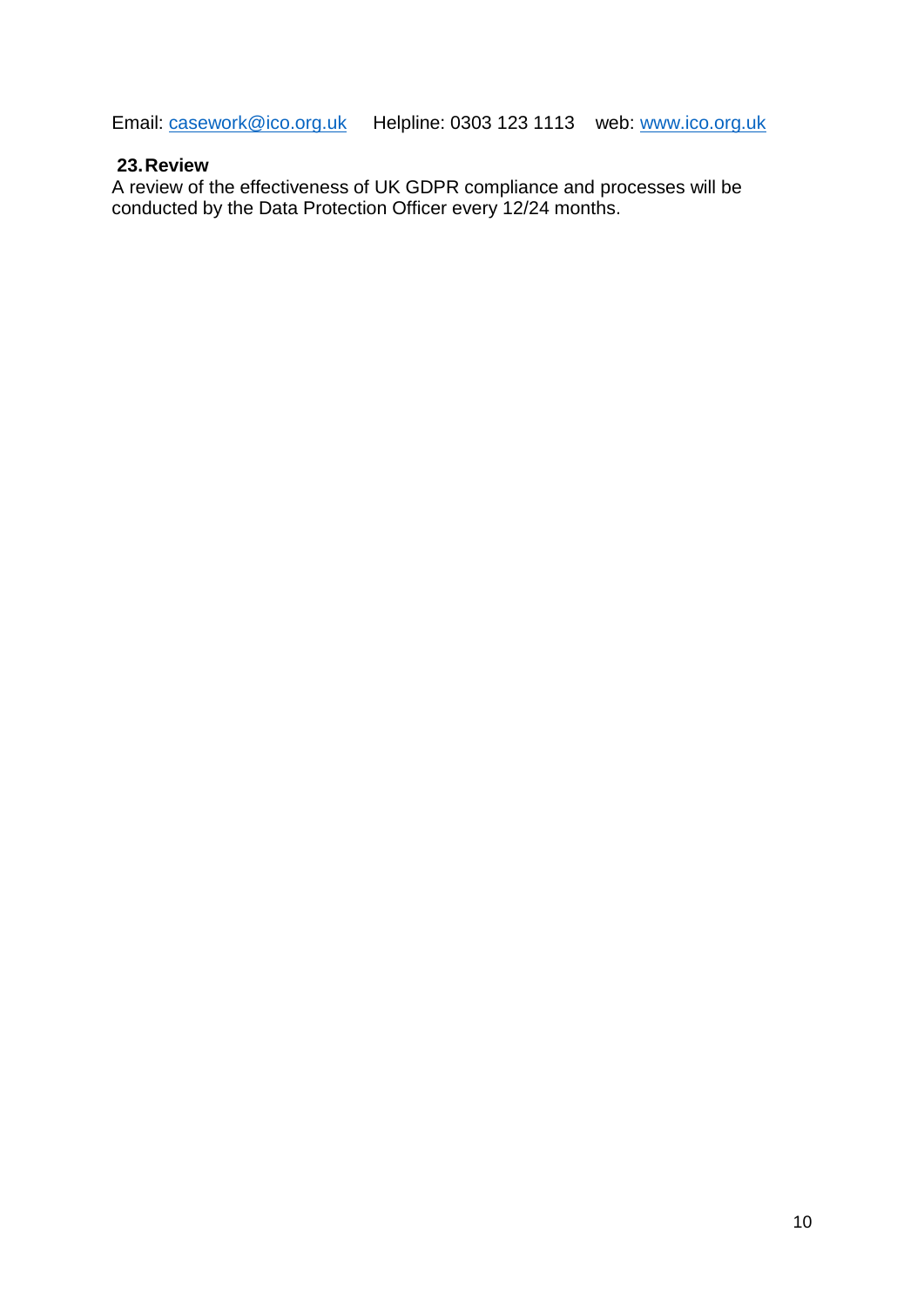Email: casework@ico.org.uk Helpline: 0303 123 1113 web: www.ico.org.uk

## 23. Review

A review of the effectiveness of UK GDPR compliance and processes will be conducted by the Data Protection Officer every 12/24 months.